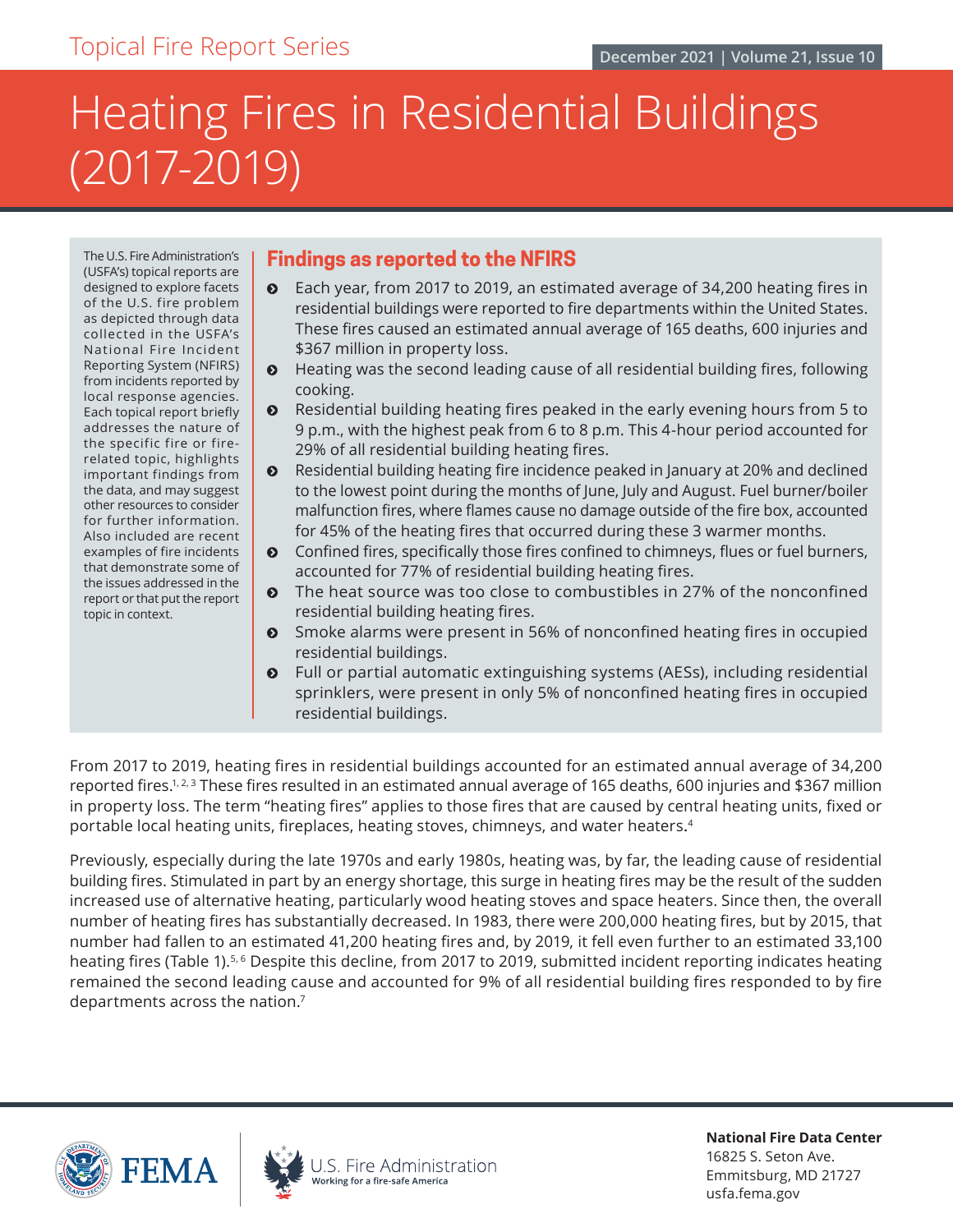Topical Fire Report Series

December 2021 | Volume 21, Issue 10

# Heating Fires in Residential Buildings (2017-2019)

The U.S. Fire Administration's (USFA's) topical reports are designed to explore facets of the U.S. fire problem as depicted through data collected in the USFA's National Fire Incident Reporting System (NFIRS) from incidents reported by local response agencies. Each topical report briefly addresses the nature of the specific fire or fire-related topic, highlights important findings from the data, and may suggest other resources to consider for further information. Also included are recent examples of fire incidents that demonstrate some of the issues addressed in the report or that put the report topic in context.

## Findings as reported to the NFIRS

- Each year, from 2017 to 2019, an estimated average of 34,200 heating fires in residential buildings were reported to fire departments within the United States. These fires caused an estimated annual average of 165 deaths, 600 injuries and $367 million in property loss.
- Heating was the second leading cause of all residential building fires, following cooking.
- Residential building heating fires peaked in the early evening hours from 5 to 9 p.m., with the highest peak from 6 to 8 p.m. This 4-hour period accounted for 29% of all residential building heating fires.
- Residential building heating fire incidence peaked in January at 20% and declined to the lowest point during the months of June, July and August. Fuel burner/boiler malfunction fires, where flames cause no damage outside of the fire box, accounted for 45% of the heating fires that occurred during these 3 warmer months.
- Confined fires, specifically those fires confined to chimneys, flues or fuel burners, accounted for 77% of residential building heating fires.
- The heat source was too close to combustibles in 27% of the nonconfined residential building heating fires.
- Smoke alarms were present in 56% of nonconfined heating fires in occupied residential buildings.
- Full or partial automatic extinguishing systems (AESs), including residential sprinklers, were present in only 5% of nonconfined heating fires in occupied residential buildings.

From 2017 to 2019, heating fires in residential buildings accounted for an estimated annual average of 34,200 reported fires.[1, 2, 3] These fires resulted in an estimated annual average of 165 deaths, 600 injuries and $367 million in property loss. The term "heating fires" applies to those fires that are caused by central heating units, fixed or portable local heating units, fireplaces, heating stoves, chimneys, and water heaters.[4]

Previously, especially during the late 1970s and early 1980s, heating was, by far, the leading cause of residential building fires. Stimulated in part by an energy shortage, this surge in heating fires may be the result of the sudden increased use of alternative heating, particularly wood heating stoves and space heaters. Since then, the overall number of heating fires has substantially decreased. In 1983, there were 200,000 heating fires, but by 2015, that number had fallen to an estimated 41,200 heating fires and, by 2019, it fell even further to an estimated 33,100 heating fires (Table 1).[5, 6] Despite this decline, from 2017 to 2019, submitted incident reporting indicates heating remained the second leading cause and accounted for 9% of all residential building fires responded to by fire departments across the nation.[7]

**National Fire Data Center**
16825 S. Seton Ave.
Emmitsburg, MD 21727
usfa.fema.gov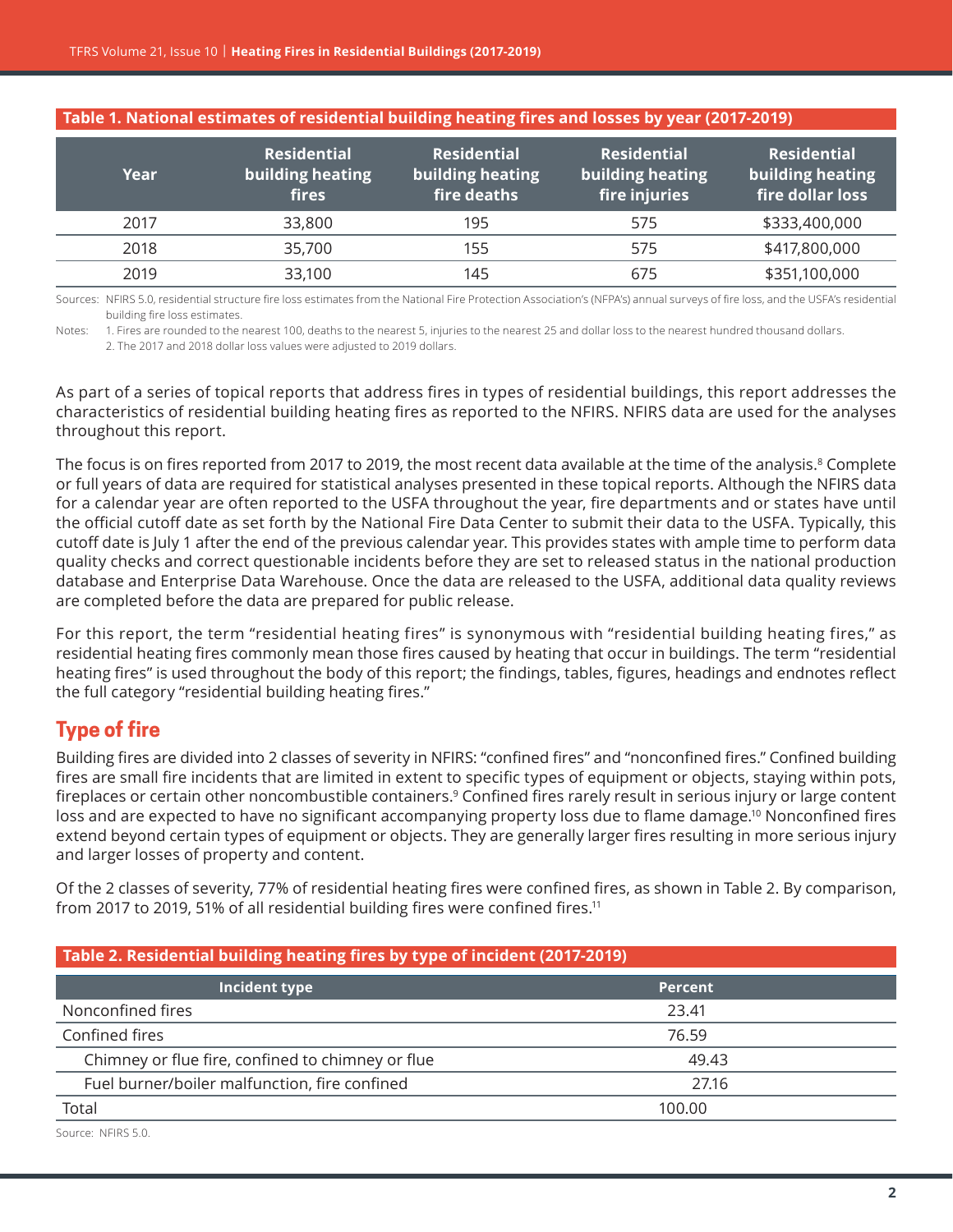**Table 1. National estimates of residential building heating fires and losses by year (2017-2019)**

| Year | Residential building heating fires | Residential building heating fire deaths | Residential building heating fire injuries | Residential building heating fire dollar loss |
|---|---|---|---|---|
| 2017 | 33,800 | 195 | 575 | $333,400,000 |
| 2018 | 35,700 | 155 | 575 | $417,800,000 |
| 2019 | 33,100 | 145 | 675 | $351,100,000 |

Sources: NFIRS 5.0, residential structure fire loss estimates from the National Fire Protection Association's (NFPA's) annual surveys of fire loss, and the USFA's residential building fire loss estimates.

Notes: 1. Fires are rounded to the nearest 100, deaths to the nearest 5, injuries to the nearest 25 and dollar loss to the nearest hundred thousand dollars.
2. The 2017 and 2018 dollar loss values were adjusted to 2019 dollars.

As part of a series of topical reports that address fires in types of residential buildings, this report addresses the characteristics of residential building heating fires as reported to the NFIRS. NFIRS data are used for the analyses throughout this report.

The focus is on fires reported from 2017 to 2019, the most recent data available at the time of the analysis.[8] Complete or full years of data are required for statistical analyses presented in these topical reports. Although the NFIRS data for a calendar year are often reported to the USFA throughout the year, fire departments and or states have until the official cutoff date as set forth by the National Fire Data Center to submit their data to the USFA. Typically, this cutoff date is July 1 after the end of the previous calendar year. This provides states with ample time to perform data quality checks and correct questionable incidents before they are set to released status in the national production database and Enterprise Data Warehouse. Once the data are released to the USFA, additional data quality reviews are completed before the data are prepared for public release.

For this report, the term "residential heating fires" is synonymous with "residential building heating fires," as residential heating fires commonly mean those fires caused by heating that occur in buildings. The term "residential heating fires" is used throughout the body of this report; the findings, tables, figures, headings and endnotes reflect the full category "residential building heating fires."

## Type of fire

Building fires are divided into 2 classes of severity in NFIRS: "confined fires" and "nonconfined fires." Confined building fires are small fire incidents that are limited in extent to specific types of equipment or objects, staying within pots, fireplaces or certain other noncombustible containers.[9] Confined fires rarely result in serious injury or large content loss and are expected to have no significant accompanying property loss due to flame damage.[10] Nonconfined fires extend beyond certain types of equipment or objects. They are generally larger fires resulting in more serious injury and larger losses of property and content.

Of the 2 classes of severity, 77% of residential heating fires were confined fires, as shown in Table 2. By comparison, from 2017 to 2019, 51% of all residential building fires were confined fires.[11]

**Table 2. Residential building heating fires by type of incident (2017-2019)**

| Incident type | Percent |
|---|---|
| Nonconfined fires | 23.41 |
| Confined fires | 76.59 |
| Chimney or flue fire, confined to chimney or flue | 49.43 |
| Fuel burner/boiler malfunction, fire confined | 27.16 |
| Total | 100.00 |

Source: NFIRS 5.0.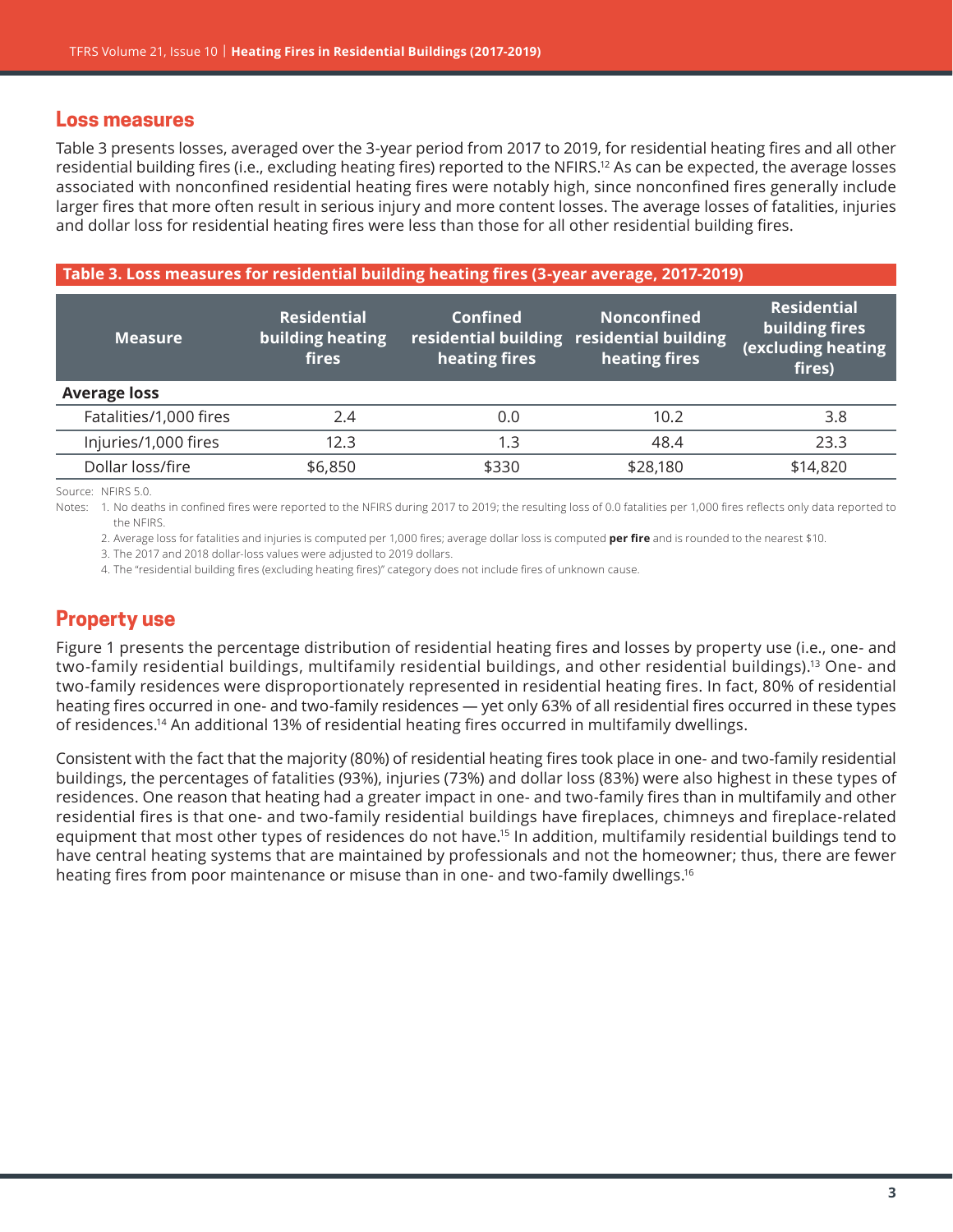## Loss measures

Table 3 presents losses, averaged over the 3-year period from 2017 to 2019, for residential heating fires and all other residential building fires (i.e., excluding heating fires) reported to the NFIRS.[12] As can be expected, the average losses associated with nonconfined residential heating fires were notably high, since nonconfined fires generally include larger fires that more often result in serious injury and more content losses. The average losses of fatalities, injuries and dollar loss for residential heating fires were less than those for all other residential building fires.

**Table 3. Loss measures for residential building heating fires (3-year average, 2017-2019)**

| Measure | Residential building heating fires | Confined residential building heating fires | Nonconfined residential building heating fires | Residential building fires (excluding heating fires) |
|---|---|---|---|---|
| **Average loss** | | | | |
| Fatalities/1,000 fires | 2.4 | 0.0 | 10.2 | 3.8 |
| Injuries/1,000 fires | 12.3 | 1.3 | 48.4 | 23.3 |
| Dollar loss/fire | $6,850 | $330 | $28,180 | $14,820 |

Source: NFIRS 5.0.

Notes: 1. No deaths in confined fires were reported to the NFIRS during 2017 to 2019; the resulting loss of 0.0 fatalities per 1,000 fires reflects only data reported to the NFIRS.

2. Average loss for fatalities and injuries is computed per 1,000 fires; average dollar loss is computed **per fire** and is rounded to the nearest $10.

3. The 2017 and 2018 dollar-loss values were adjusted to 2019 dollars.

4. The "residential building fires (excluding heating fires)" category does not include fires of unknown cause.

## Property use

Figure 1 presents the percentage distribution of residential heating fires and losses by property use (i.e., one- and two-family residential buildings, multifamily residential buildings, and other residential buildings).[13] One- and two-family residences were disproportionately represented in residential heating fires. In fact, 80% of residential heating fires occurred in one- and two-family residences — yet only 63% of all residential fires occurred in these types of residences.[14] An additional 13% of residential heating fires occurred in multifamily dwellings.

Consistent with the fact that the majority (80%) of residential heating fires took place in one- and two-family residential buildings, the percentages of fatalities (93%), injuries (73%) and dollar loss (83%) were also highest in these types of residences. One reason that heating had a greater impact in one- and two-family fires than in multifamily and other residential fires is that one- and two-family residential buildings have fireplaces, chimneys and fireplace-related equipment that most other types of residences do not have.[15] In addition, multifamily residential buildings tend to have central heating systems that are maintained by professionals and not the homeowner; thus, there are fewer heating fires from poor maintenance or misuse than in one- and two-family dwellings.[16]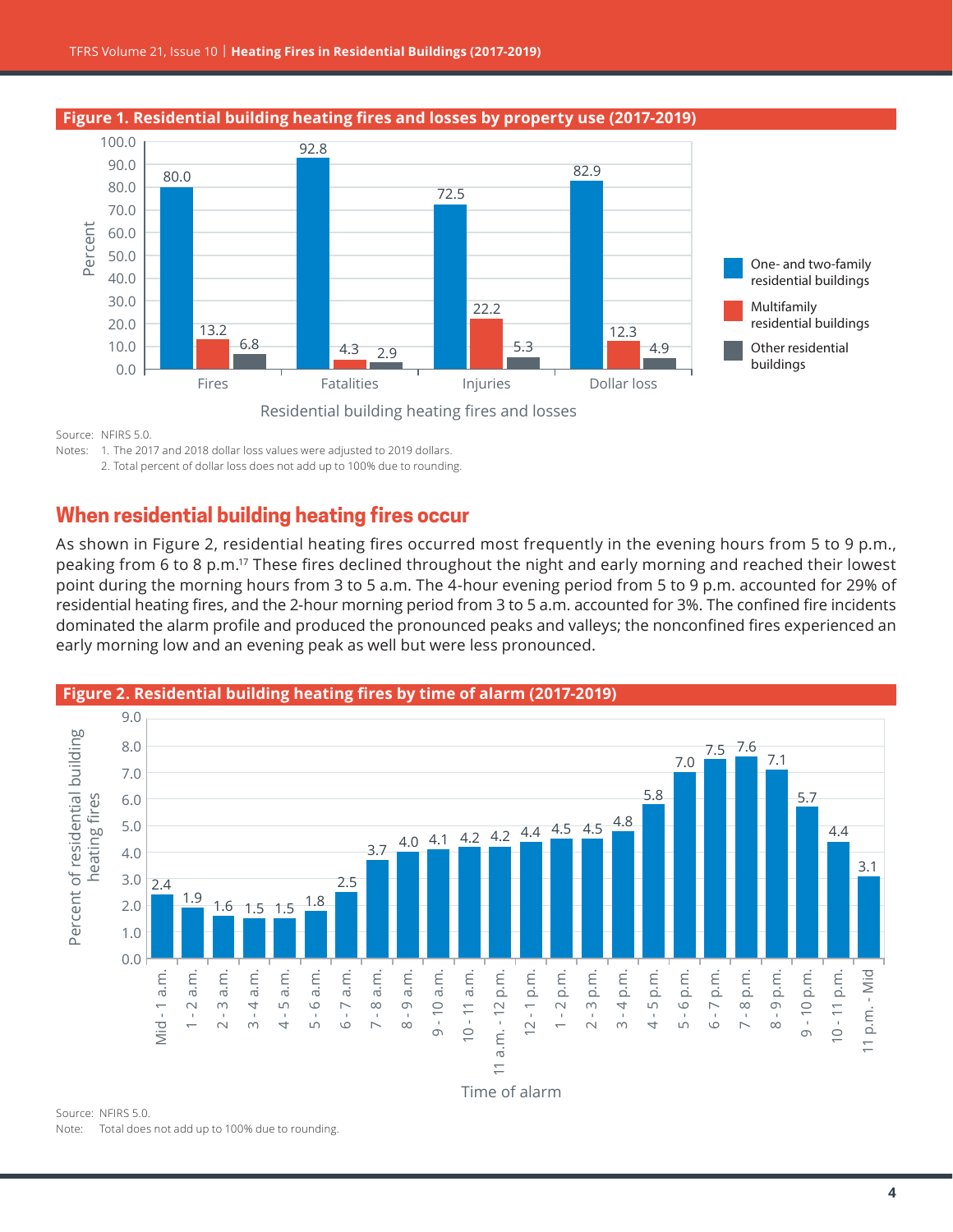**Figure 1. Residential building heating fires and losses by property use (2017-2019)**

| Residential building heating fires and losses | One- and two-family residential buildings | Multifamily residential buildings | Other residential buildings |
|---|---|---|---|
| Fires | 80.0 | 13.2 | 6.8 |
| Fatalities | 92.8 | 4.3 | 2.9 |
| Injuries | 72.5 | 22.2 | 5.3 |
| Dollar loss | 82.9 | 12.3 | 4.9 |

Source: NFIRS 5.0.

Notes: 1. The 2017 and 2018 dollar loss values were adjusted to 2019 dollars.
2. Total percent of dollar loss does not add up to 100% due to rounding.

## When residential building heating fires occur

As shown in Figure 2, residential heating fires occurred most frequently in the evening hours from 5 to 9 p.m., peaking from 6 to 8 p.m.[17] These fires declined throughout the night and early morning and reached their lowest point during the morning hours from 3 to 5 a.m. The 4-hour evening period from 5 to 9 p.m. accounted for 29% of residential heating fires, and the 2-hour morning period from 3 to 5 a.m. accounted for 3%. The confined fire incidents dominated the alarm profile and produced the pronounced peaks and valleys; the nonconfined fires experienced an early morning low and an evening peak as well but were less pronounced.

**Figure 2. Residential building heating fires by time of alarm (2017-2019)**

| Time of alarm | Percent of residential building heating fires |
|---|---|
| Mid - 1 a.m. | 2.4 |
| 1 - 2 a.m. | 1.9 |
| 2 - 3 a.m. | 1.6 |
| 3 - 4 a.m. | 1.5 |
| 4 - 5 a.m. | 1.5 |
| 5 - 6 a.m. | 1.8 |
| 6 - 7 a.m. | 2.5 |
| 7 - 8 a.m. | 3.7 |
| 8 - 9 a.m. | 4.0 |
| 9 - 10 a.m. | 4.1 |
| 10 - 11 a.m. | 4.2 |
| 11 a.m. - 12 p.m. | 4.2 |
| 12 - 1 p.m. | 4.4 |
| 1 - 2 p.m. | 4.5 |
| 2 - 3 p.m. | 4.5 |
| 3 - 4 p.m. | 4.8 |
| 4 - 5 p.m. | 5.8 |
| 5 - 6 p.m. | 7.0 |
| 6 - 7 p.m. | 7.5 |
| 7 - 8 p.m. | 7.6 |
| 8 - 9 p.m. | 7.1 |
| 9 - 10 p.m. | 5.7 |
| 10 - 11 p.m. | 4.4 |
| 11 p.m. - Mid | 3.1 |

Source: NFIRS 5.0.

Note: Total does not add up to 100% due to rounding.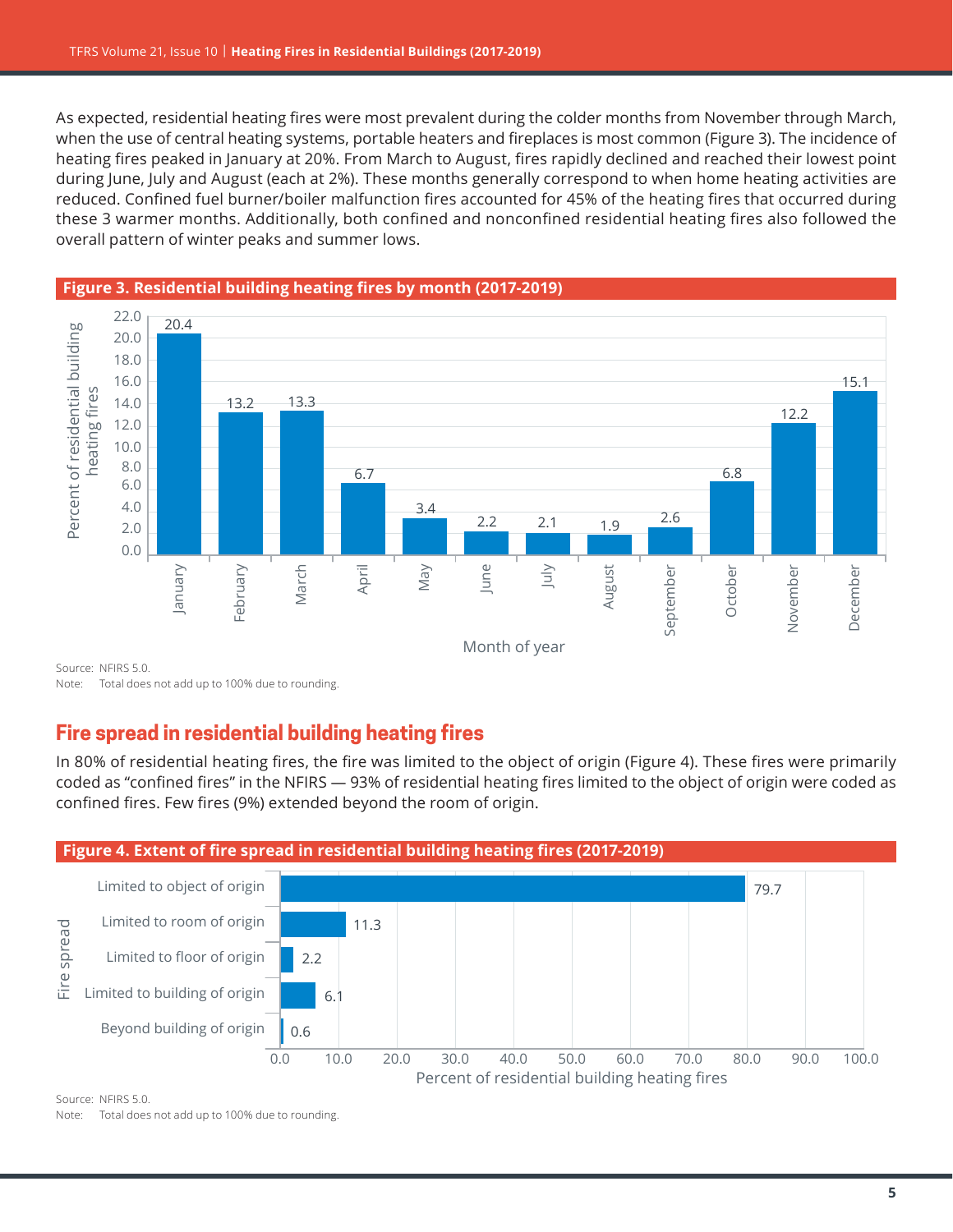As expected, residential heating fires were most prevalent during the colder months from November through March, when the use of central heating systems, portable heaters and fireplaces is most common (Figure 3). The incidence of heating fires peaked in January at 20%. From March to August, fires rapidly declined and reached their lowest point during June, July and August (each at 2%). These months generally correspond to when home heating activities are reduced. Confined fuel burner/boiler malfunction fires accounted for 45% of the heating fires that occurred during these 3 warmer months. Additionally, both confined and nonconfined residential heating fires also followed the overall pattern of winter peaks and summer lows.

**Figure 3. Residential building heating fires by month (2017-2019)**

| Month of year | Percent of residential building heating fires |
|---|---|
| January | 20.4 |
| February | 13.2 |
| March | 13.3 |
| April | 6.7 |
| May | 3.4 |
| June | 2.2 |
| July | 2.1 |
| August | 1.9 |
| September | 2.6 |
| October | 6.8 |
| November | 12.2 |
| December | 15.1 |

Source: NFIRS 5.0.
Note: Total does not add up to 100% due to rounding.

## Fire spread in residential building heating fires

In 80% of residential heating fires, the fire was limited to the object of origin (Figure 4). These fires were primarily coded as "confined fires" in the NFIRS — 93% of residential heating fires limited to the object of origin were coded as confined fires. Few fires (9%) extended beyond the room of origin.

**Figure 4. Extent of fire spread in residential building heating fires (2017-2019)**

| Fire spread | Percent of residential building heating fires |
|---|---|
| Limited to object of origin | 79.7 |
| Limited to room of origin | 11.3 |
| Limited to floor of origin | 2.2 |
| Limited to building of origin | 6.1 |
| Beyond building of origin | 0.6 |

Source: NFIRS 5.0.
Note: Total does not add up to 100% due to rounding.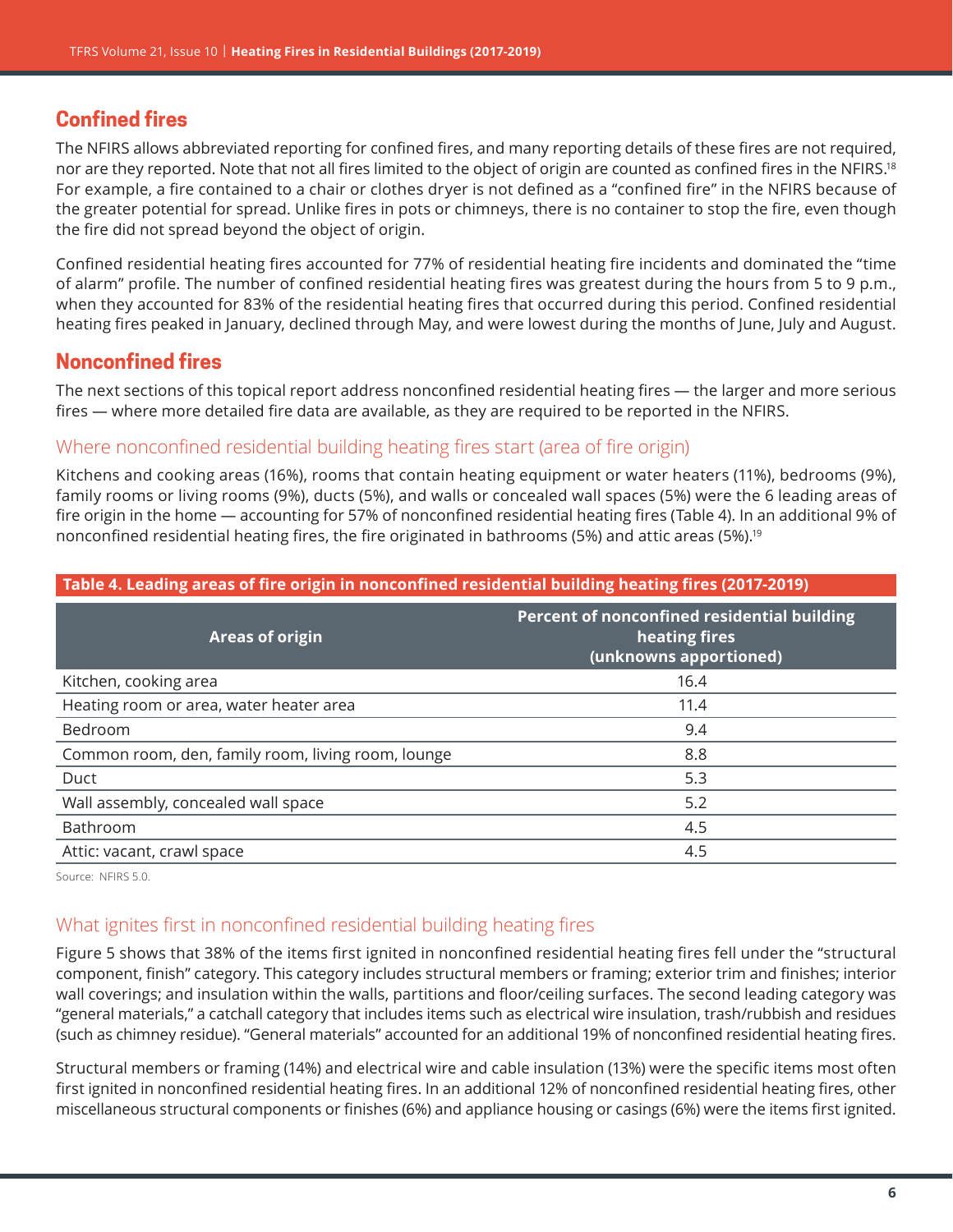## Confined fires

The NFIRS allows abbreviated reporting for confined fires, and many reporting details of these fires are not required, nor are they reported. Note that not all fires limited to the object of origin are counted as confined fires in the NFIRS.[18] For example, a fire contained to a chair or clothes dryer is not defined as a "confined fire" in the NFIRS because of the greater potential for spread. Unlike fires in pots or chimneys, there is no container to stop the fire, even though the fire did not spread beyond the object of origin.

Confined residential heating fires accounted for 77% of residential heating fire incidents and dominated the "time of alarm" profile. The number of confined residential heating fires was greatest during the hours from 5 to 9 p.m., when they accounted for 83% of the residential heating fires that occurred during this period. Confined residential heating fires peaked in January, declined through May, and were lowest during the months of June, July and August.

## Nonconfined fires

The next sections of this topical report address nonconfined residential heating fires — the larger and more serious fires — where more detailed fire data are available, as they are required to be reported in the NFIRS.

### Where nonconfined residential building heating fires start (area of fire origin)

Kitchens and cooking areas (16%), rooms that contain heating equipment or water heaters (11%), bedrooms (9%), family rooms or living rooms (9%), ducts (5%), and walls or concealed wall spaces (5%) were the 6 leading areas of fire origin in the home — accounting for 57% of nonconfined residential heating fires (Table 4). In an additional 9% of nonconfined residential heating fires, the fire originated in bathrooms (5%) and attic areas (5%).[19]

**Table 4. Leading areas of fire origin in nonconfined residential building heating fires (2017-2019)**

| Areas of origin | Percent of nonconfined residential building heating fires (unknowns apportioned) |
|---|---|
| Kitchen, cooking area | 16.4 |
| Heating room or area, water heater area | 11.4 |
| Bedroom | 9.4 |
| Common room, den, family room, living room, lounge | 8.8 |
| Duct | 5.3 |
| Wall assembly, concealed wall space | 5.2 |
| Bathroom | 4.5 |
| Attic: vacant, crawl space | 4.5 |

Source: NFIRS 5.0.

### What ignites first in nonconfined residential building heating fires

Figure 5 shows that 38% of the items first ignited in nonconfined residential heating fires fell under the "structural component, finish" category. This category includes structural members or framing; exterior trim and finishes; interior wall coverings; and insulation within the walls, partitions and floor/ceiling surfaces. The second leading category was "general materials," a catchall category that includes items such as electrical wire insulation, trash/rubbish and residues (such as chimney residue). "General materials" accounted for an additional 19% of nonconfined residential heating fires.

Structural members or framing (14%) and electrical wire and cable insulation (13%) were the specific items most often first ignited in nonconfined residential heating fires. In an additional 12% of nonconfined residential heating fires, other miscellaneous structural components or finishes (6%) and appliance housing or casings (6%) were the items first ignited.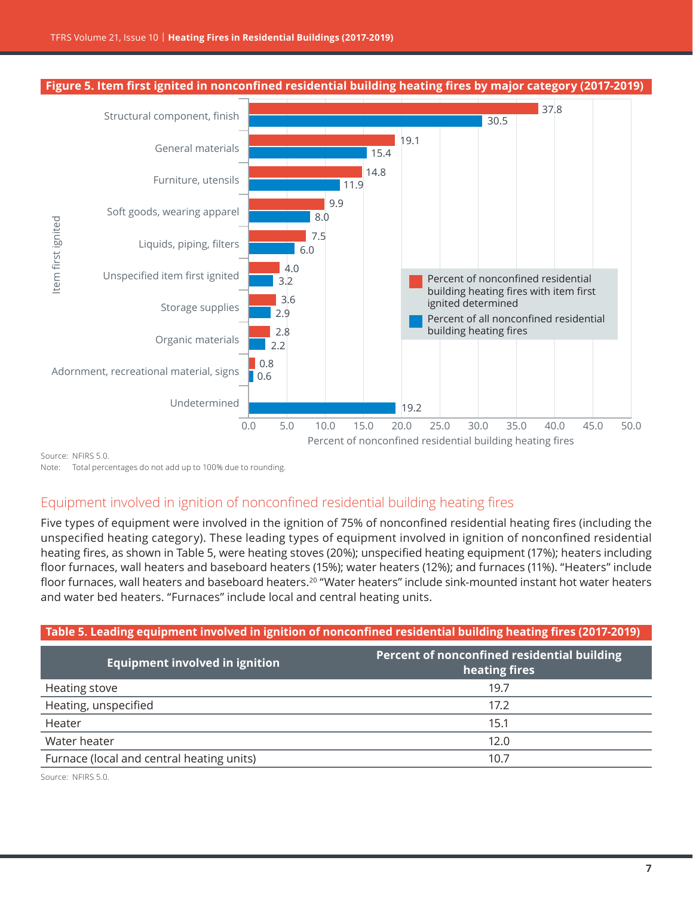**Figure 5. Item first ignited in nonconfined residential building heating fires by major category (2017-2019)**

| Item first ignited | Percent of nonconfined residential building heating fires with item first ignited determined | Percent of all nonconfined residential building heating fires |
|---|---|---|
| Structural component, finish | 37.8 | 30.5 |
| General materials | 19.1 | 15.4 |
| Furniture, utensils | 14.8 | 11.9 |
| Soft goods, wearing apparel | 9.9 | 8.0 |
| Liquids, piping, filters | 7.5 | 6.0 |
| Unspecified item first ignited | 4.0 | 3.2 |
| Storage supplies | 3.6 | 2.9 |
| Organic materials | 2.8 | 2.2 |
| Adornment, recreational material, signs | 0.8 | 0.6 |
| Undetermined | | 19.2 |

Source: NFIRS 5.0.
Note: Total percentages do not add up to 100% due to rounding.

## Equipment involved in ignition of nonconfined residential building heating fires

Five types of equipment were involved in the ignition of 75% of nonconfined residential heating fires (including the unspecified heating category). These leading types of equipment involved in ignition of nonconfined residential heating fires, as shown in Table 5, were heating stoves (20%); unspecified heating equipment (17%); heaters including floor furnaces, wall heaters and baseboard heaters (15%); water heaters (12%); and furnaces (11%). "Heaters" include floor furnaces, wall heaters and baseboard heaters.[20] "Water heaters" include sink-mounted instant hot water heaters and water bed heaters. "Furnaces" include local and central heating units.

**Table 5. Leading equipment involved in ignition of nonconfined residential building heating fires (2017-2019)**

| Equipment involved in ignition | Percent of nonconfined residential building heating fires |
|---|---|
| Heating stove | 19.7 |
| Heating, unspecified | 17.2 |
| Heater | 15.1 |
| Water heater | 12.0 |
| Furnace (local and central heating units) | 10.7 |

Source: NFIRS 5.0.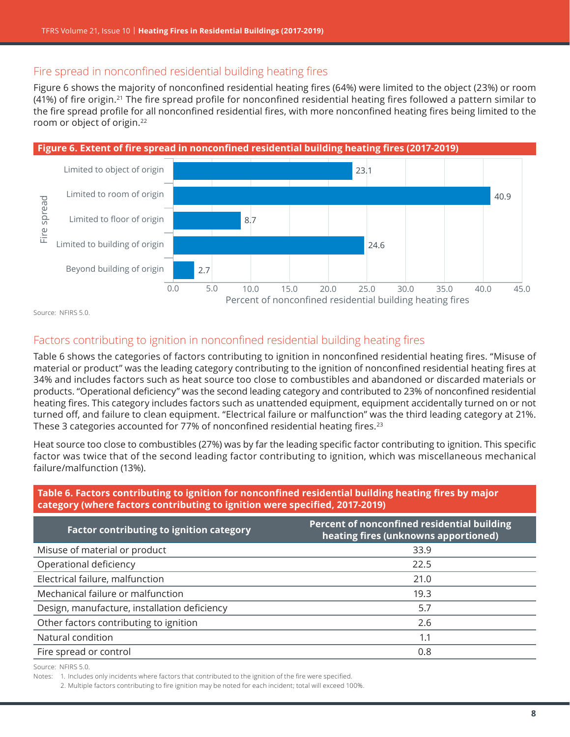## Fire spread in nonconfined residential building heating fires

Figure 6 shows the majority of nonconfined residential heating fires (64%) were limited to the object (23%) or room (41%) of fire origin.[21] The fire spread profile for nonconfined residential heating fires followed a pattern similar to the fire spread profile for all nonconfined residential fires, with more nonconfined heating fires being limited to the room or object of origin.[22]

**Figure 6. Extent of fire spread in nonconfined residential building heating fires (2017-2019)**

| Fire spread | Percent of nonconfined residential building heating fires |
|---|---|
| Limited to object of origin | 23.1 |
| Limited to room of origin | 40.9 |
| Limited to floor of origin | 8.7 |
| Limited to building of origin | 24.6 |
| Beyond building of origin | 2.7 |

Source: NFIRS 5.0.

## Factors contributing to ignition in nonconfined residential building heating fires

Table 6 shows the categories of factors contributing to ignition in nonconfined residential heating fires. "Misuse of material or product" was the leading category contributing to the ignition of nonconfined residential heating fires at 34% and includes factors such as heat source too close to combustibles and abandoned or discarded materials or products. "Operational deficiency" was the second leading category and contributed to 23% of nonconfined residential heating fires. This category includes factors such as unattended equipment, equipment accidentally turned on or not turned off, and failure to clean equipment. "Electrical failure or malfunction" was the third leading category at 21%. These 3 categories accounted for 77% of nonconfined residential heating fires.[23]

Heat source too close to combustibles (27%) was by far the leading specific factor contributing to ignition. This specific factor was twice that of the second leading factor contributing to ignition, which was miscellaneous mechanical failure/malfunction (13%).

**Table 6. Factors contributing to ignition for nonconfined residential building heating fires by major category (where factors contributing to ignition were specified, 2017-2019)**

| Factor contributing to ignition category | Percent of nonconfined residential building heating fires (unknowns apportioned) |
|---|---|
| Misuse of material or product | 33.9 |
| Operational deficiency | 22.5 |
| Electrical failure, malfunction | 21.0 |
| Mechanical failure or malfunction | 19.3 |
| Design, manufacture, installation deficiency | 5.7 |
| Other factors contributing to ignition | 2.6 |
| Natural condition | 1.1 |
| Fire spread or control | 0.8 |

Source: NFIRS 5.0.

Notes: 1. Includes only incidents where factors that contributed to the ignition of the fire were specified.
2. Multiple factors contributing to fire ignition may be noted for each incident; total will exceed 100%.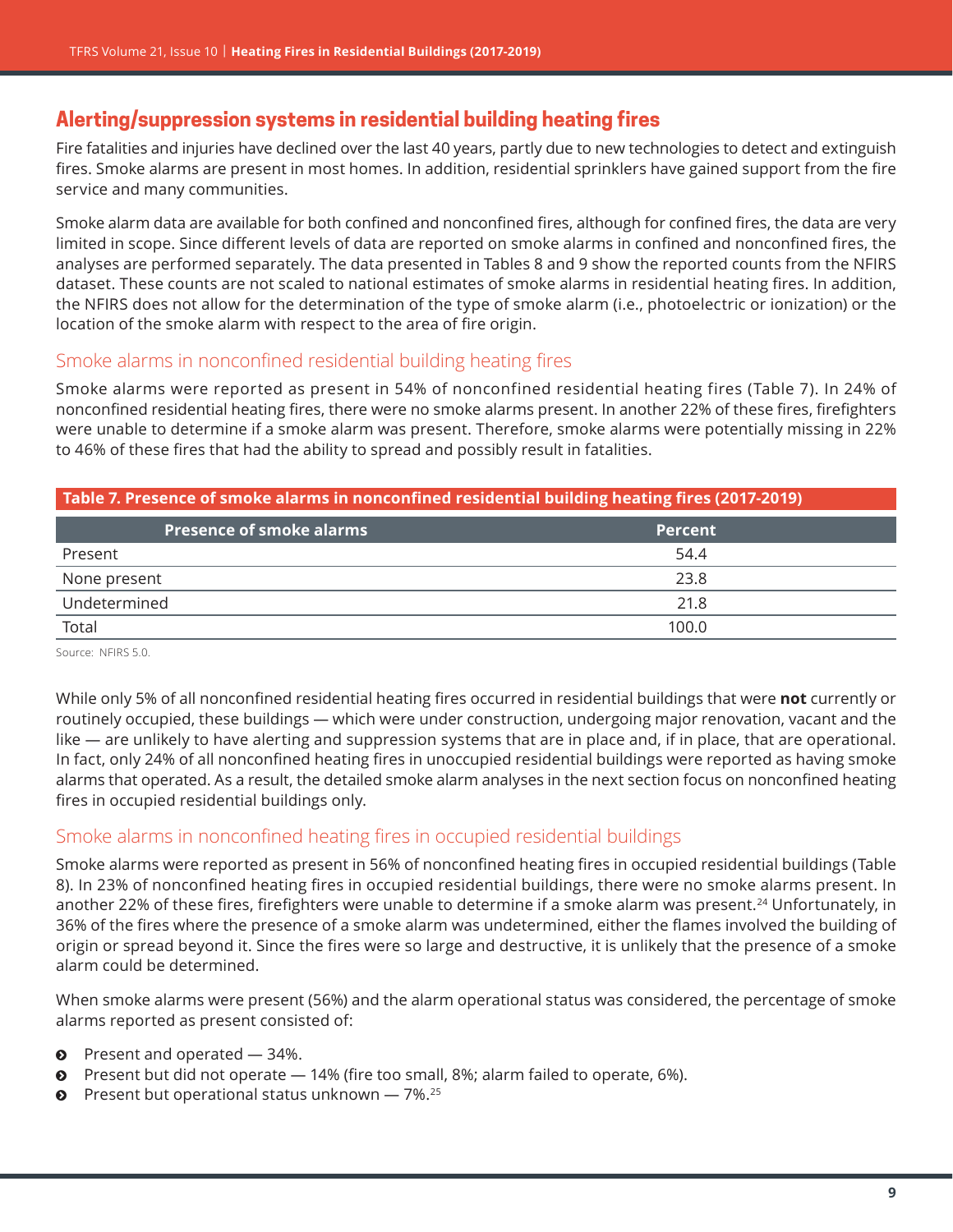## Alerting/suppression systems in residential building heating fires

Fire fatalities and injuries have declined over the last 40 years, partly due to new technologies to detect and extinguish fires. Smoke alarms are present in most homes. In addition, residential sprinklers have gained support from the fire service and many communities.

Smoke alarm data are available for both confined and nonconfined fires, although for confined fires, the data are very limited in scope. Since different levels of data are reported on smoke alarms in confined and nonconfined fires, the analyses are performed separately. The data presented in Tables 8 and 9 show the reported counts from the NFIRS dataset. These counts are not scaled to national estimates of smoke alarms in residential heating fires. In addition, the NFIRS does not allow for the determination of the type of smoke alarm (i.e., photoelectric or ionization) or the location of the smoke alarm with respect to the area of fire origin.

### Smoke alarms in nonconfined residential building heating fires

Smoke alarms were reported as present in 54% of nonconfined residential heating fires (Table 7). In 24% of nonconfined residential heating fires, there were no smoke alarms present. In another 22% of these fires, firefighters were unable to determine if a smoke alarm was present. Therefore, smoke alarms were potentially missing in 22% to 46% of these fires that had the ability to spread and possibly result in fatalities.

**Table 7. Presence of smoke alarms in nonconfined residential building heating fires (2017-2019)**

| Presence of smoke alarms | Percent |
|---|---|
| Present | 54.4 |
| None present | 23.8 |
| Undetermined | 21.8 |
| Total | 100.0 |

Source: NFIRS 5.0.

While only 5% of all nonconfined residential heating fires occurred in residential buildings that were **not** currently or routinely occupied, these buildings — which were under construction, undergoing major renovation, vacant and the like — are unlikely to have alerting and suppression systems that are in place and, if in place, that are operational. In fact, only 24% of all nonconfined heating fires in unoccupied residential buildings were reported as having smoke alarms that operated. As a result, the detailed smoke alarm analyses in the next section focus on nonconfined heating fires in occupied residential buildings only.

### Smoke alarms in nonconfined heating fires in occupied residential buildings

Smoke alarms were reported as present in 56% of nonconfined heating fires in occupied residential buildings (Table 8). In 23% of nonconfined heating fires in occupied residential buildings, there were no smoke alarms present. In another 22% of these fires, firefighters were unable to determine if a smoke alarm was present.[24] Unfortunately, in 36% of the fires where the presence of a smoke alarm was undetermined, either the flames involved the building of origin or spread beyond it. Since the fires were so large and destructive, it is unlikely that the presence of a smoke alarm could be determined.

When smoke alarms were present (56%) and the alarm operational status was considered, the percentage of smoke alarms reported as present consisted of:

- Present and operated — 34%.
- Present but did not operate — 14% (fire too small, 8%; alarm failed to operate, 6%).
- Present but operational status unknown — 7%.[25]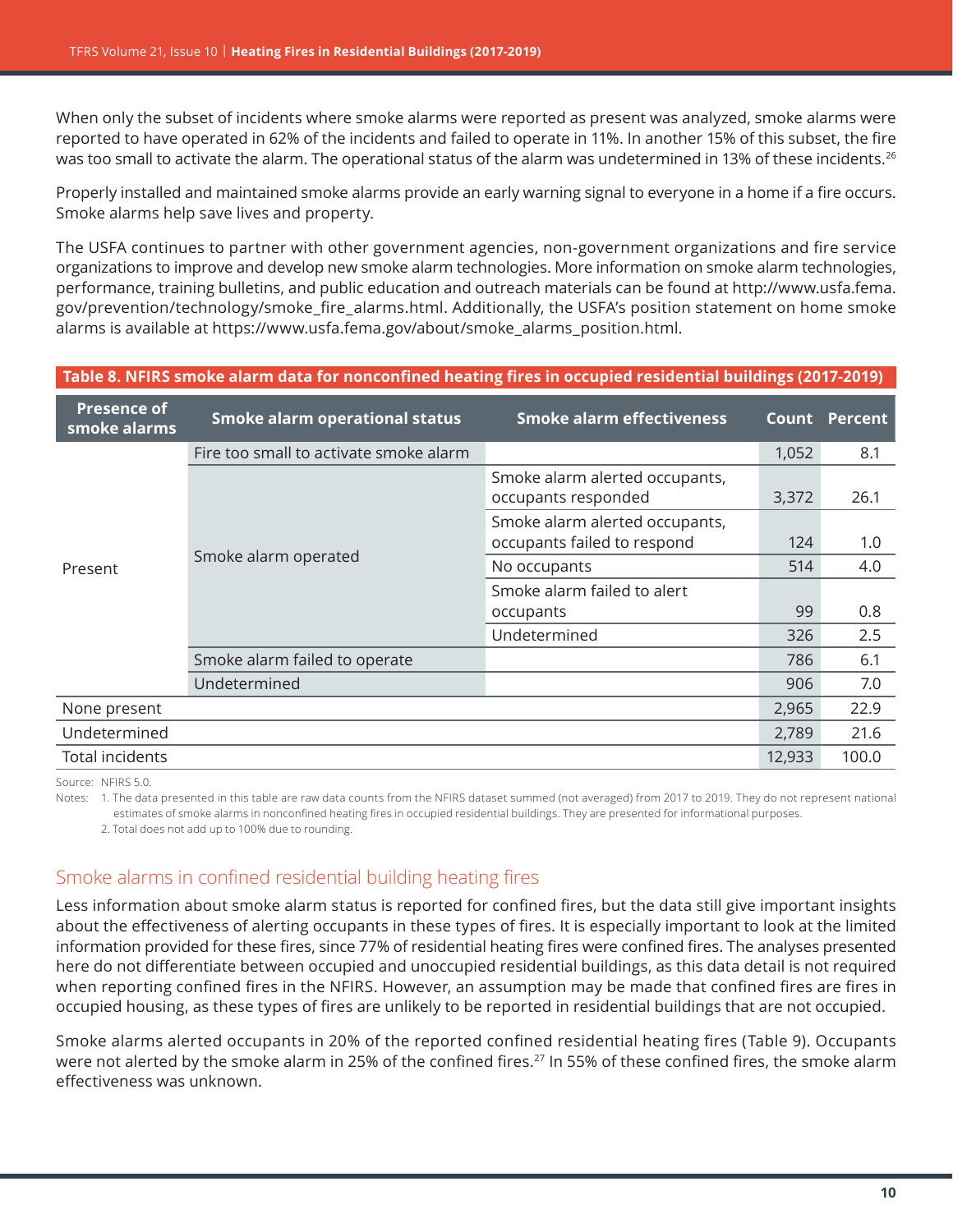When only the subset of incidents where smoke alarms were reported as present was analyzed, smoke alarms were reported to have operated in 62% of the incidents and failed to operate in 11%. In another 15% of this subset, the fire was too small to activate the alarm. The operational status of the alarm was undetermined in 13% of these incidents.[26]

Properly installed and maintained smoke alarms provide an early warning signal to everyone in a home if a fire occurs. Smoke alarms help save lives and property.

The USFA continues to partner with other government agencies, non-government organizations and fire service organizations to improve and develop new smoke alarm technologies. More information on smoke alarm technologies, performance, training bulletins, and public education and outreach materials can be found at http://www.usfa.fema.gov/prevention/technology/smoke_fire_alarms.html. Additionally, the USFA's position statement on home smoke alarms is available at https://www.usfa.fema.gov/about/smoke_alarms_position.html.

**Table 8. NFIRS smoke alarm data for nonconfined heating fires in occupied residential buildings (2017-2019)**

| Presence of smoke alarms | Smoke alarm operational status | Smoke alarm effectiveness | Count | Percent |
|---|---|---|---|---|
| Present | Fire too small to activate smoke alarm | | 1,052 | 8.1 |
| | Smoke alarm operated | Smoke alarm alerted occupants, occupants responded | 3,372 | 26.1 |
| | | Smoke alarm alerted occupants, occupants failed to respond | 124 | 1.0 |
| | | No occupants | 514 | 4.0 |
| | | Smoke alarm failed to alert occupants | 99 | 0.8 |
| | | Undetermined | 326 | 2.5 |
| | Smoke alarm failed to operate | | 786 | 6.1 |
| | Undetermined | | 906 | 7.0 |
| None present | | | 2,965 | 22.9 |
| Undetermined | | | 2,789 | 21.6 |
| Total incidents | | | 12,933 | 100.0 |

Source: NFIRS 5.0.

Notes: 1. The data presented in this table are raw data counts from the NFIRS dataset summed (not averaged) from 2017 to 2019. They do not represent national estimates of smoke alarms in nonconfined heating fires in occupied residential buildings. They are presented for informational purposes.

2. Total does not add up to 100% due to rounding.

## Smoke alarms in confined residential building heating fires

Less information about smoke alarm status is reported for confined fires, but the data still give important insights about the effectiveness of alerting occupants in these types of fires. It is especially important to look at the limited information provided for these fires, since 77% of residential heating fires were confined fires. The analyses presented here do not differentiate between occupied and unoccupied residential buildings, as this data detail is not required when reporting confined fires in the NFIRS. However, an assumption may be made that confined fires are fires in occupied housing, as these types of fires are unlikely to be reported in residential buildings that are not occupied.

Smoke alarms alerted occupants in 20% of the reported confined residential heating fires (Table 9). Occupants were not alerted by the smoke alarm in 25% of the confined fires.[27] In 55% of these confined fires, the smoke alarm effectiveness was unknown.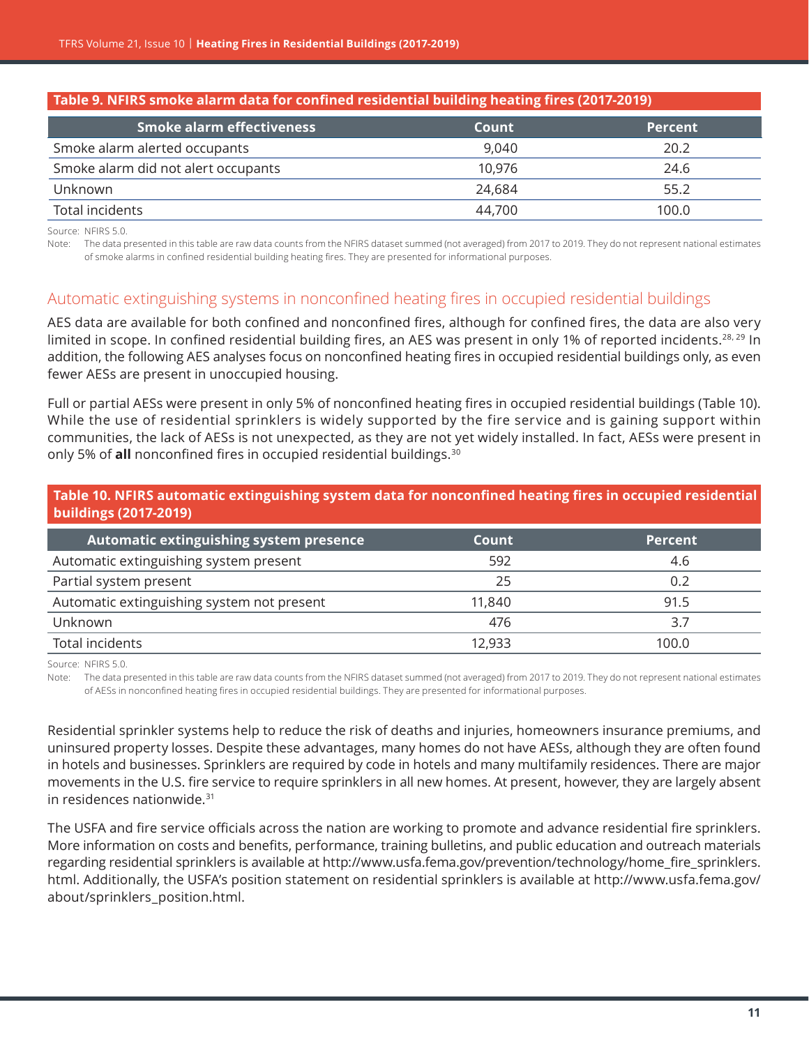**Table 9. NFIRS smoke alarm data for confined residential building heating fires (2017-2019)**

| Smoke alarm effectiveness | Count | Percent |
|---|---|---|
| Smoke alarm alerted occupants | 9,040 | 20.2 |
| Smoke alarm did not alert occupants | 10,976 | 24.6 |
| Unknown | 24,684 | 55.2 |
| Total incidents | 44,700 | 100.0 |

Source: NFIRS 5.0.

Note: The data presented in this table are raw data counts from the NFIRS dataset summed (not averaged) from 2017 to 2019. They do not represent national estimates of smoke alarms in confined residential building heating fires. They are presented for informational purposes.

## Automatic extinguishing systems in nonconfined heating fires in occupied residential buildings

AES data are available for both confined and nonconfined fires, although for confined fires, the data are also very limited in scope. In confined residential building fires, an AES was present in only 1% of reported incidents.[28, 29] In addition, the following AES analyses focus on nonconfined heating fires in occupied residential buildings only, as even fewer AESs are present in unoccupied housing.

Full or partial AESs were present in only 5% of nonconfined heating fires in occupied residential buildings (Table 10). While the use of residential sprinklers is widely supported by the fire service and is gaining support within communities, the lack of AESs is not unexpected, as they are not yet widely installed. In fact, AESs were present in only 5% of **all** nonconfined fires in occupied residential buildings.[30]

**Table 10. NFIRS automatic extinguishing system data for nonconfined heating fires in occupied residential buildings (2017-2019)**

| Automatic extinguishing system presence | Count | Percent |
|---|---|---|
| Automatic extinguishing system present | 592 | 4.6 |
| Partial system present | 25 | 0.2 |
| Automatic extinguishing system not present | 11,840 | 91.5 |
| Unknown | 476 | 3.7 |
| Total incidents | 12,933 | 100.0 |

Source: NFIRS 5.0.

Note: The data presented in this table are raw data counts from the NFIRS dataset summed (not averaged) from 2017 to 2019. They do not represent national estimates of AESs in nonconfined heating fires in occupied residential buildings. They are presented for informational purposes.

Residential sprinkler systems help to reduce the risk of deaths and injuries, homeowners insurance premiums, and uninsured property losses. Despite these advantages, many homes do not have AESs, although they are often found in hotels and businesses. Sprinklers are required by code in hotels and many multifamily residences. There are major movements in the U.S. fire service to require sprinklers in all new homes. At present, however, they are largely absent in residences nationwide.[31]

The USFA and fire service officials across the nation are working to promote and advance residential fire sprinklers. More information on costs and benefits, performance, training bulletins, and public education and outreach materials regarding residential sprinklers is available at http://www.usfa.fema.gov/prevention/technology/home_fire_sprinklers.html. Additionally, the USFA's position statement on residential sprinklers is available at http://www.usfa.fema.gov/about/sprinklers_position.html.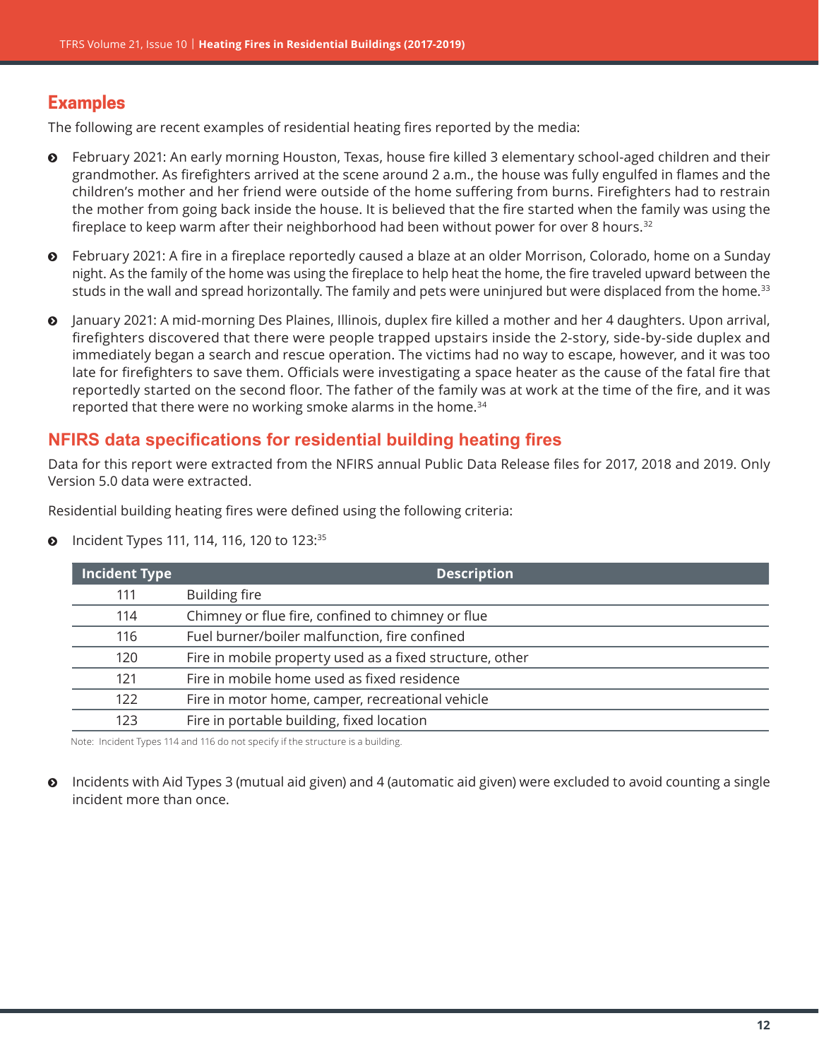## Examples

The following are recent examples of residential heating fires reported by the media:

- February 2021: An early morning Houston, Texas, house fire killed 3 elementary school-aged children and their grandmother. As firefighters arrived at the scene around 2 a.m., the house was fully engulfed in flames and the children's mother and her friend were outside of the home suffering from burns. Firefighters had to restrain the mother from going back inside the house. It is believed that the fire started when the family was using the fireplace to keep warm after their neighborhood had been without power for over 8 hours.[32]
- February 2021: A fire in a fireplace reportedly caused a blaze at an older Morrison, Colorado, home on a Sunday night. As the family of the home was using the fireplace to help heat the home, the fire traveled upward between the studs in the wall and spread horizontally. The family and pets were uninjured but were displaced from the home.[33]
- January 2021: A mid-morning Des Plaines, Illinois, duplex fire killed a mother and her 4 daughters. Upon arrival, firefighters discovered that there were people trapped upstairs inside the 2-story, side-by-side duplex and immediately began a search and rescue operation. The victims had no way to escape, however, and it was too late for firefighters to save them. Officials were investigating a space heater as the cause of the fatal fire that reportedly started on the second floor. The father of the family was at work at the time of the fire, and it was reported that there were no working smoke alarms in the home.[34]

## NFIRS data specifications for residential building heating fires

Data for this report were extracted from the NFIRS annual Public Data Release files for 2017, 2018 and 2019. Only Version 5.0 data were extracted.

Residential building heating fires were defined using the following criteria:

- Incident Types 111, 114, 116, 120 to 123:[35]

| Incident Type | Description |
|---|---|
| 111 | Building fire |
| 114 | Chimney or flue fire, confined to chimney or flue |
| 116 | Fuel burner/boiler malfunction, fire confined |
| 120 | Fire in mobile property used as a fixed structure, other |
| 121 | Fire in mobile home used as fixed residence |
| 122 | Fire in motor home, camper, recreational vehicle |
| 123 | Fire in portable building, fixed location |

Note: Incident Types 114 and 116 do not specify if the structure is a building.

- Incidents with Aid Types 3 (mutual aid given) and 4 (automatic aid given) were excluded to avoid counting a single incident more than once.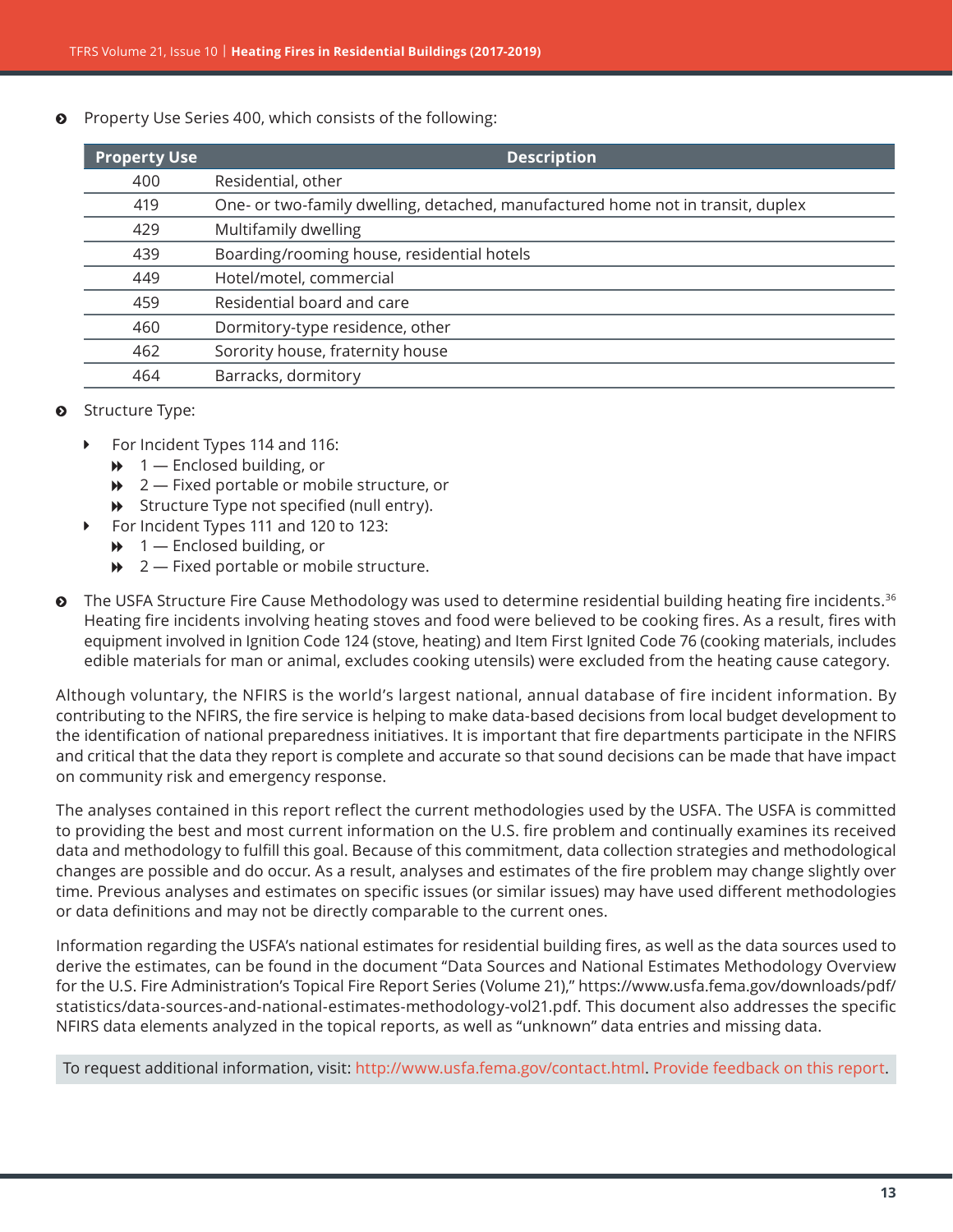- Property Use Series 400, which consists of the following:

| Property Use | Description |
| --- | --- |
| 400 | Residential, other |
| 419 | One- or two-family dwelling, detached, manufactured home not in transit, duplex |
| 429 | Multifamily dwelling |
| 439 | Boarding/rooming house, residential hotels |
| 449 | Hotel/motel, commercial |
| 459 | Residential board and care |
| 460 | Dormitory-type residence, other |
| 462 | Sorority house, fraternity house |
| 464 | Barracks, dormitory |

- Structure Type:
  - For Incident Types 114 and 116:
    - 1 — Enclosed building, or
    - 2 — Fixed portable or mobile structure, or
    - Structure Type not specified (null entry).
  - For Incident Types 111 and 120 to 123:
    - 1 — Enclosed building, or
    - 2 — Fixed portable or mobile structure.
- The USFA Structure Fire Cause Methodology was used to determine residential building heating fire incidents.[36] Heating fire incidents involving heating stoves and food were believed to be cooking fires. As a result, fires with equipment involved in Ignition Code 124 (stove, heating) and Item First Ignited Code 76 (cooking materials, includes edible materials for man or animal, excludes cooking utensils) were excluded from the heating cause category.

Although voluntary, the NFIRS is the world's largest national, annual database of fire incident information. By contributing to the NFIRS, the fire service is helping to make data-based decisions from local budget development to the identification of national preparedness initiatives. It is important that fire departments participate in the NFIRS and critical that the data they report is complete and accurate so that sound decisions can be made that have impact on community risk and emergency response.

The analyses contained in this report reflect the current methodologies used by the USFA. The USFA is committed to providing the best and most current information on the U.S. fire problem and continually examines its received data and methodology to fulfill this goal. Because of this commitment, data collection strategies and methodological changes are possible and do occur. As a result, analyses and estimates of the fire problem may change slightly over time. Previous analyses and estimates on specific issues (or similar issues) may have used different methodologies or data definitions and may not be directly comparable to the current ones.

Information regarding the USFA's national estimates for residential building fires, as well as the data sources used to derive the estimates, can be found in the document "Data Sources and National Estimates Methodology Overview for the U.S. Fire Administration's Topical Fire Report Series (Volume 21)," https://www.usfa.fema.gov/downloads/pdf/statistics/data-sources-and-national-estimates-methodology-vol21.pdf. This document also addresses the specific NFIRS data elements analyzed in the topical reports, as well as "unknown" data entries and missing data.

To request additional information, visit: http://www.usfa.fema.gov/contact.html. Provide feedback on this report.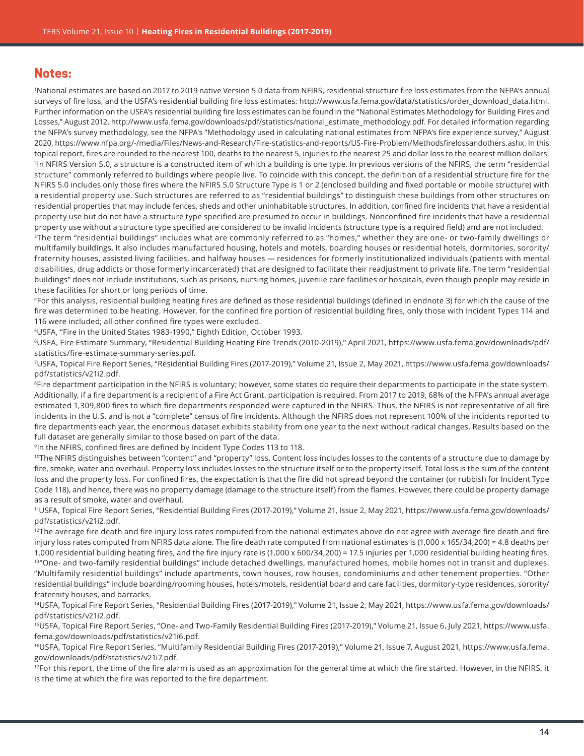## Notes:

[1]National estimates are based on 2017 to 2019 native Version 5.0 data from NFIRS, residential structure fire loss estimates from the NFPA's annual surveys of fire loss, and the USFA's residential building fire loss estimates: http://www.usfa.fema.gov/data/statistics/order_download_data.html. Further information on the USFA's residential building fire loss estimates can be found in the "National Estimates Methodology for Building Fires and Losses," August 2012, http://www.usfa.fema.gov/downloads/pdf/statistics/national_estimate_methodology.pdf. For detailed information regarding the NFPA's survey methodology, see the NFPA's "Methodology used in calculating national estimates from NFPA's fire experience survey," August 2020, https://www.nfpa.org/-/media/Files/News-and-Research/Fire-statistics-and-reports/US-Fire-Problem/Methodsfirelossandothers.ashx. In this topical report, fires are rounded to the nearest 100, deaths to the nearest 5, injuries to the nearest 25 and dollar loss to the nearest million dollars.

[2]In NFIRS Version 5.0, a structure is a constructed item of which a building is one type. In previous versions of the NFIRS, the term "residential structure" commonly referred to buildings where people live. To coincide with this concept, the definition of a residential structure fire for the NFIRS 5.0 includes only those fires where the NFIRS 5.0 Structure Type is 1 or 2 (enclosed building and fixed portable or mobile structure) with a residential property use. Such structures are referred to as "residential buildings" to distinguish these buildings from other structures on residential properties that may include fences, sheds and other uninhabitable structures. In addition, confined fire incidents that have a residential property use but do not have a structure type specified are presumed to occur in buildings. Nonconfined fire incidents that have a residential property use without a structure type specified are considered to be invalid incidents (structure type is a required field) and are not included.

[3]The term "residential buildings" includes what are commonly referred to as "homes," whether they are one- or two-family dwellings or multifamily buildings. It also includes manufactured housing, hotels and motels, boarding houses or residential hotels, dormitories, sorority/fraternity houses, assisted living facilities, and halfway houses — residences for formerly institutionalized individuals (patients with mental disabilities, drug addicts or those formerly incarcerated) that are designed to facilitate their readjustment to private life. The term "residential buildings" does not include institutions, such as prisons, nursing homes, juvenile care facilities or hospitals, even though people may reside in these facilities for short or long periods of time.

[4]For this analysis, residential building heating fires are defined as those residential buildings (defined in endnote 3) for which the cause of the fire was determined to be heating. However, for the confined fire portion of residential building fires, only those with Incident Types 114 and 116 were included; all other confined fire types were excluded.

[5]USFA, "Fire in the United States 1983-1990," Eighth Edition, October 1993.

[6]USFA, Fire Estimate Summary, "Residential Building Heating Fire Trends (2010-2019)," April 2021, https://www.usfa.fema.gov/downloads/pdf/statistics/fire-estimate-summary-series.pdf.

[7]USFA, Topical Fire Report Series, "Residential Building Fires (2017-2019)," Volume 21, Issue 2, May 2021, https://www.usfa.fema.gov/downloads/pdf/statistics/v21i2.pdf.

[8]Fire department participation in the NFIRS is voluntary; however, some states do require their departments to participate in the state system. Additionally, if a fire department is a recipient of a Fire Act Grant, participation is required. From 2017 to 2019, 68% of the NFPA's annual average estimated 1,309,800 fires to which fire departments responded were captured in the NFIRS. Thus, the NFIRS is not representative of all fire incidents in the U.S. and is not a "complete" census of fire incidents. Although the NFIRS does not represent 100% of the incidents reported to fire departments each year, the enormous dataset exhibits stability from one year to the next without radical changes. Results based on the full dataset are generally similar to those based on part of the data.

[9]In the NFIRS, confined fires are defined by Incident Type Codes 113 to 118.

[10]The NFIRS distinguishes between "content" and "property" loss. Content loss includes losses to the contents of a structure due to damage by fire, smoke, water and overhaul. Property loss includes losses to the structure itself or to the property itself. Total loss is the sum of the content loss and the property loss. For confined fires, the expectation is that the fire did not spread beyond the container (or rubbish for Incident Type Code 118), and hence, there was no property damage (damage to the structure itself) from the flames. However, there could be property damage as a result of smoke, water and overhaul.

[11]USFA, Topical Fire Report Series, "Residential Building Fires (2017-2019)," Volume 21, Issue 2, May 2021, https://www.usfa.fema.gov/downloads/pdf/statistics/v21i2.pdf.

[12]The average fire death and fire injury loss rates computed from the national estimates above do not agree with average fire death and fire injury loss rates computed from NFIRS data alone. The fire death rate computed from national estimates is (1,000 x 165/34,200) = 4.8 deaths per 1,000 residential building heating fires, and the fire injury rate is (1,000 x 600/34,200) = 17.5 injuries per 1,000 residential building heating fires.

[13]"One- and two-family residential buildings" include detached dwellings, manufactured homes, mobile homes not in transit and duplexes. "Multifamily residential buildings" include apartments, town houses, row houses, condominiums and other tenement properties. "Other residential buildings" include boarding/rooming houses, hotels/motels, residential board and care facilities, dormitory-type residences, sorority/fraternity houses, and barracks.

[14]USFA, Topical Fire Report Series, "Residential Building Fires (2017-2019)," Volume 21, Issue 2, May 2021, https://www.usfa.fema.gov/downloads/pdf/statistics/v21i2.pdf.

[15]USFA, Topical Fire Report Series, "One- and Two-Family Residential Building Fires (2017-2019)," Volume 21, Issue 6, July 2021, https://www.usfa.fema.gov/downloads/pdf/statistics/v21i6.pdf.

[16]USFA, Topical Fire Report Series, "Multifamily Residential Building Fires (2017-2019)," Volume 21, Issue 7, August 2021, https://www.usfa.fema.gov/downloads/pdf/statistics/v21i7.pdf.

[17]For this report, the time of the fire alarm is used as an approximation for the general time at which the fire started. However, in the NFIRS, it is the time at which the fire was reported to the fire department.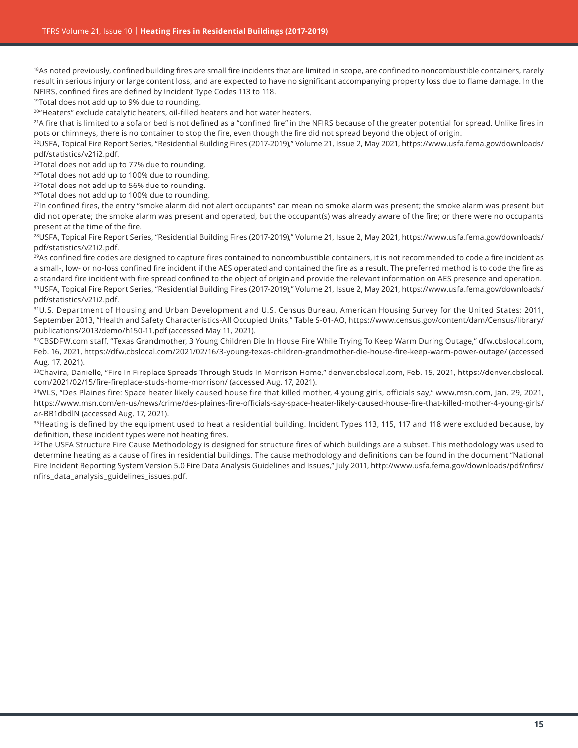[18]As noted previously, confined building fires are small fire incidents that are limited in scope, are confined to noncombustible containers, rarely result in serious injury or large content loss, and are expected to have no significant accompanying property loss due to flame damage. In the NFIRS, confined fires are defined by Incident Type Codes 113 to 118.

[19]Total does not add up to 9% due to rounding.

[20]"Heaters" exclude catalytic heaters, oil-filled heaters and hot water heaters.

[21]A fire that is limited to a sofa or bed is not defined as a "confined fire" in the NFIRS because of the greater potential for spread. Unlike fires in pots or chimneys, there is no container to stop the fire, even though the fire did not spread beyond the object of origin.

[22]USFA, Topical Fire Report Series, "Residential Building Fires (2017-2019)," Volume 21, Issue 2, May 2021, https://www.usfa.fema.gov/downloads/pdf/statistics/v21i2.pdf.

[23]Total does not add up to 77% due to rounding.

[24]Total does not add up to 100% due to rounding.

[25]Total does not add up to 56% due to rounding.

[26]Total does not add up to 100% due to rounding.

[27]In confined fires, the entry "smoke alarm did not alert occupants" can mean no smoke alarm was present; the smoke alarm was present but did not operate; the smoke alarm was present and operated, but the occupant(s) was already aware of the fire; or there were no occupants present at the time of the fire.

[28]USFA, Topical Fire Report Series, "Residential Building Fires (2017-2019)," Volume 21, Issue 2, May 2021, https://www.usfa.fema.gov/downloads/pdf/statistics/v21i2.pdf.

[29]As confined fire codes are designed to capture fires contained to noncombustible containers, it is not recommended to code a fire incident as a small-, low- or no-loss confined fire incident if the AES operated and contained the fire as a result. The preferred method is to code the fire as a standard fire incident with fire spread confined to the object of origin and provide the relevant information on AES presence and operation.

[30]USFA, Topical Fire Report Series, "Residential Building Fires (2017-2019)," Volume 21, Issue 2, May 2021, https://www.usfa.fema.gov/downloads/pdf/statistics/v21i2.pdf.

[31]U.S. Department of Housing and Urban Development and U.S. Census Bureau, American Housing Survey for the United States: 2011, September 2013, "Health and Safety Characteristics-All Occupied Units," Table S-01-AO, https://www.census.gov/content/dam/Census/library/publications/2013/demo/h150-11.pdf (accessed May 11, 2021).

[32]CBSDFW.com staff, "Texas Grandmother, 3 Young Children Die In House Fire While Trying To Keep Warm During Outage," dfw.cbslocal.com, Feb. 16, 2021, https://dfw.cbslocal.com/2021/02/16/3-young-texas-children-grandmother-die-house-fire-keep-warm-power-outage/ (accessed Aug. 17, 2021).

[33]Chavira, Danielle, "Fire In Fireplace Spreads Through Studs In Morrison Home," denver.cbslocal.com, Feb. 15, 2021, https://denver.cbslocal.com/2021/02/15/fire-fireplace-studs-home-morrison/ (accessed Aug. 17, 2021).

[34]WLS, "Des Plaines fire: Space heater likely caused house fire that killed mother, 4 young girls, officials say," www.msn.com, Jan. 29, 2021, https://www.msn.com/en-us/news/crime/des-plaines-fire-officials-say-space-heater-likely-caused-house-fire-that-killed-mother-4-young-girls/ar-BB1dbdlN (accessed Aug. 17, 2021).

[35]Heating is defined by the equipment used to heat a residential building. Incident Types 113, 115, 117 and 118 were excluded because, by definition, these incident types were not heating fires.

[36]The USFA Structure Fire Cause Methodology is designed for structure fires of which buildings are a subset. This methodology was used to determine heating as a cause of fires in residential buildings. The cause methodology and definitions can be found in the document "National Fire Incident Reporting System Version 5.0 Fire Data Analysis Guidelines and Issues," July 2011, http://www.usfa.fema.gov/downloads/pdf/nfirs/nfirs_data_analysis_guidelines_issues.pdf.